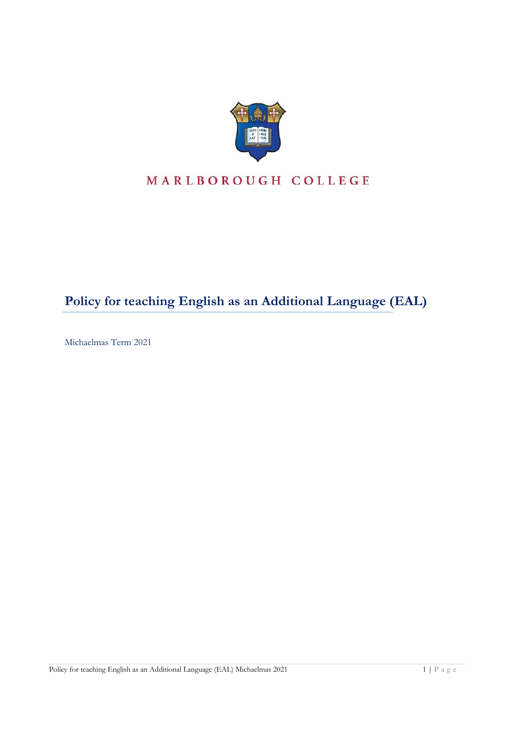MARLBOROUGH COLLEGE

# Policy for teaching English as an Additional Language (EAL)

Michaelmas Term 2021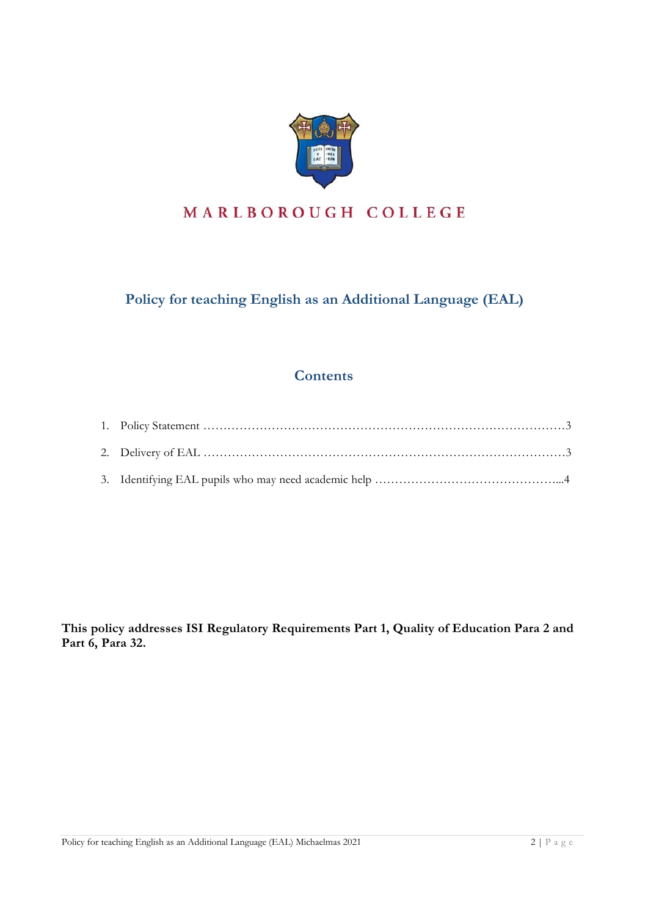MARLBOROUGH COLLEGE

# Policy for teaching English as an Additional Language (EAL)

## Contents

1. Policy Statement ……………………………………………………………………………3
2. Delivery of EAL ……………………………………………………………………………3
3. Identifying EAL pupils who may need academic help ………………………………………...4

**This policy addresses ISI Regulatory Requirements Part 1, Quality of Education Para 2 and Part 6, Para 32.**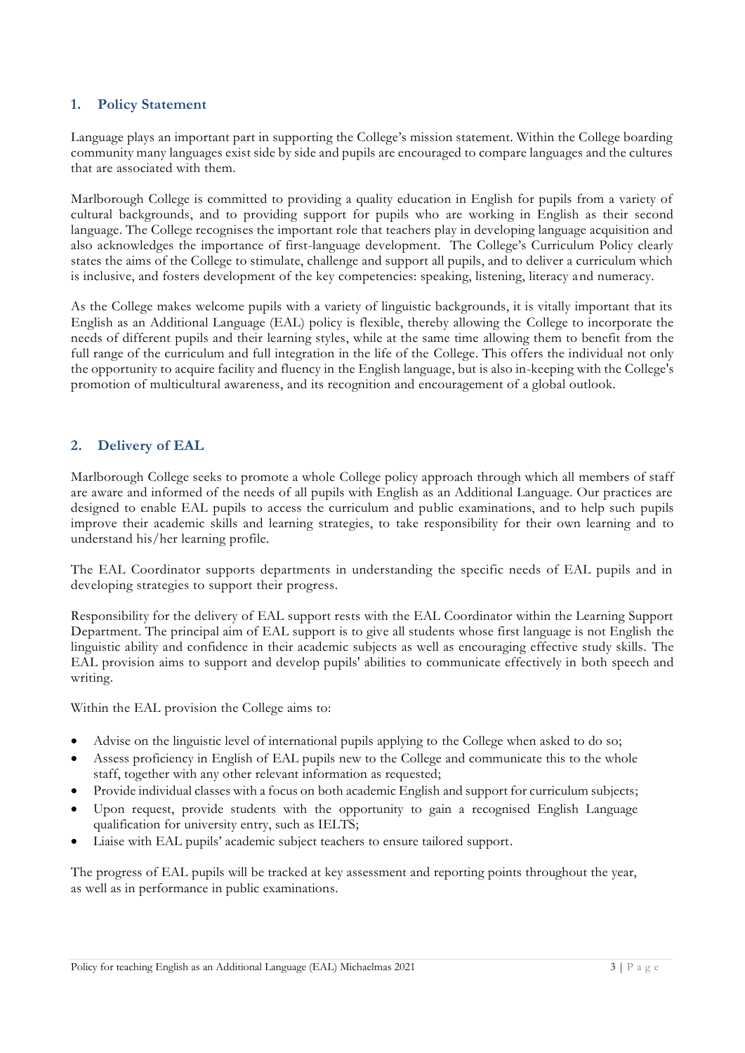## 1. Policy Statement

Language plays an important part in supporting the College's mission statement. Within the College boarding community many languages exist side by side and pupils are encouraged to compare languages and the cultures that are associated with them.

Marlborough College is committed to providing a quality education in English for pupils from a variety of cultural backgrounds, and to providing support for pupils who are working in English as their second language. The College recognises the important role that teachers play in developing language acquisition and also acknowledges the importance of first-language development. The College's Curriculum Policy clearly states the aims of the College to stimulate, challenge and support all pupils, and to deliver a curriculum which is inclusive, and fosters development of the key competencies: speaking, listening, literacy and numeracy.

As the College makes welcome pupils with a variety of linguistic backgrounds, it is vitally important that its English as an Additional Language (EAL) policy is flexible, thereby allowing the College to incorporate the needs of different pupils and their learning styles, while at the same time allowing them to benefit from the full range of the curriculum and full integration in the life of the College. This offers the individual not only the opportunity to acquire facility and fluency in the English language, but is also in-keeping with the College's promotion of multicultural awareness, and its recognition and encouragement of a global outlook.

## 2. Delivery of EAL

Marlborough College seeks to promote a whole College policy approach through which all members of staff are aware and informed of the needs of all pupils with English as an Additional Language. Our practices are designed to enable EAL pupils to access the curriculum and public examinations, and to help such pupils improve their academic skills and learning strategies, to take responsibility for their own learning and to understand his/her learning profile.

The EAL Coordinator supports departments in understanding the specific needs of EAL pupils and in developing strategies to support their progress.

Responsibility for the delivery of EAL support rests with the EAL Coordinator within the Learning Support Department. The principal aim of EAL support is to give all students whose first language is not English the linguistic ability and confidence in their academic subjects as well as encouraging effective study skills. The EAL provision aims to support and develop pupils' abilities to communicate effectively in both speech and writing.

Within the EAL provision the College aims to:

- Advise on the linguistic level of international pupils applying to the College when asked to do so;
- Assess proficiency in English of EAL pupils new to the College and communicate this to the whole staff, together with any other relevant information as requested;
- Provide individual classes with a focus on both academic English and support for curriculum subjects;
- Upon request, provide students with the opportunity to gain a recognised English Language qualification for university entry, such as IELTS;
- Liaise with EAL pupils' academic subject teachers to ensure tailored support.

The progress of EAL pupils will be tracked at key assessment and reporting points throughout the year, as well as in performance in public examinations.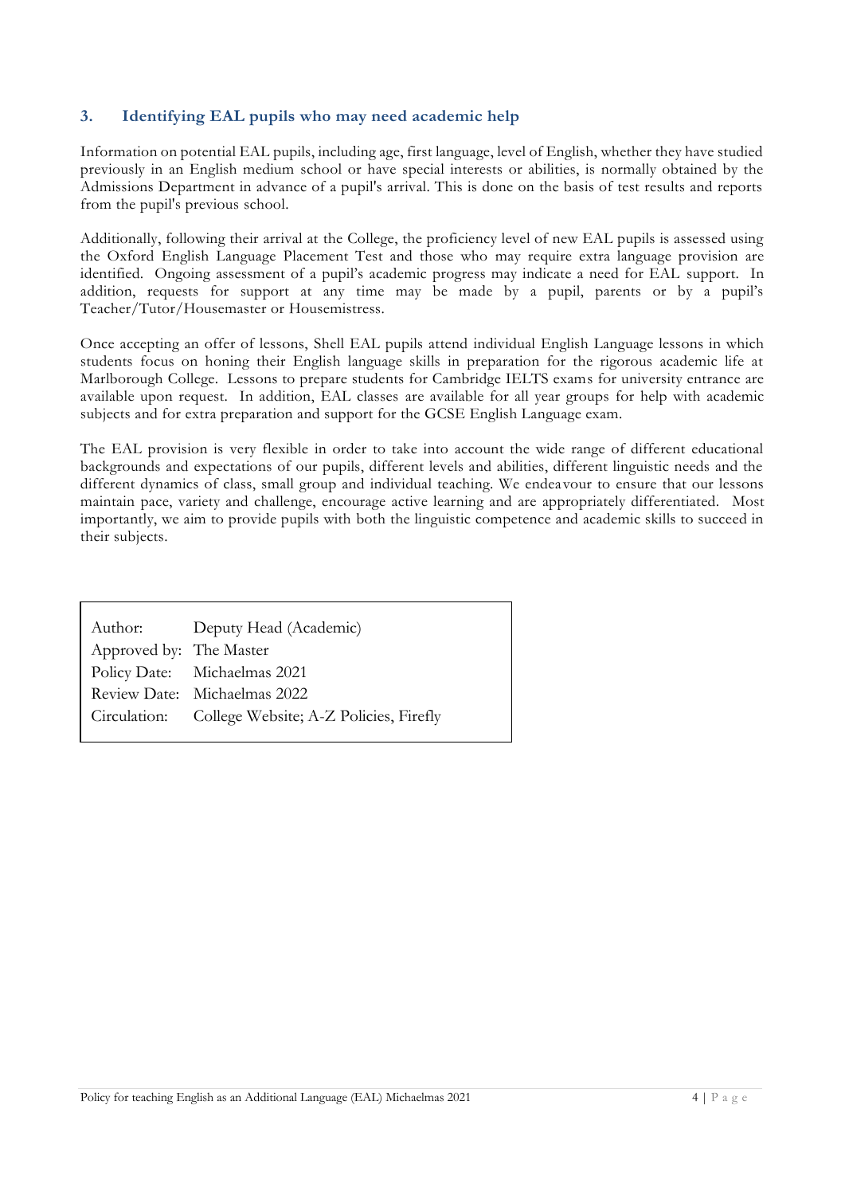## 3. Identifying EAL pupils who may need academic help

Information on potential EAL pupils, including age, first language, level of English, whether they have studied previously in an English medium school or have special interests or abilities, is normally obtained by the Admissions Department in advance of a pupil's arrival. This is done on the basis of test results and reports from the pupil's previous school.

Additionally, following their arrival at the College, the proficiency level of new EAL pupils is assessed using the Oxford English Language Placement Test and those who may require extra language provision are identified. Ongoing assessment of a pupil's academic progress may indicate a need for EAL support. In addition, requests for support at any time may be made by a pupil, parents or by a pupil's Teacher/Tutor/Housemaster or Housemistress.

Once accepting an offer of lessons, Shell EAL pupils attend individual English Language lessons in which students focus on honing their English language skills in preparation for the rigorous academic life at Marlborough College. Lessons to prepare students for Cambridge IELTS exams for university entrance are available upon request. In addition, EAL classes are available for all year groups for help with academic subjects and for extra preparation and support for the GCSE English Language exam.

The EAL provision is very flexible in order to take into account the wide range of different educational backgrounds and expectations of our pupils, different levels and abilities, different linguistic needs and the different dynamics of class, small group and individual teaching. We endeavour to ensure that our lessons maintain pace, variety and challenge, encourage active learning and are appropriately differentiated. Most importantly, we aim to provide pupils with both the linguistic competence and academic skills to succeed in their subjects.

| | |
|---|---|
| Author: | Deputy Head (Academic) |
| Approved by: | The Master |
| Policy Date: | Michaelmas 2021 |
| Review Date: | Michaelmas 2022 |
| Circulation: | College Website; A-Z Policies, Firefly |